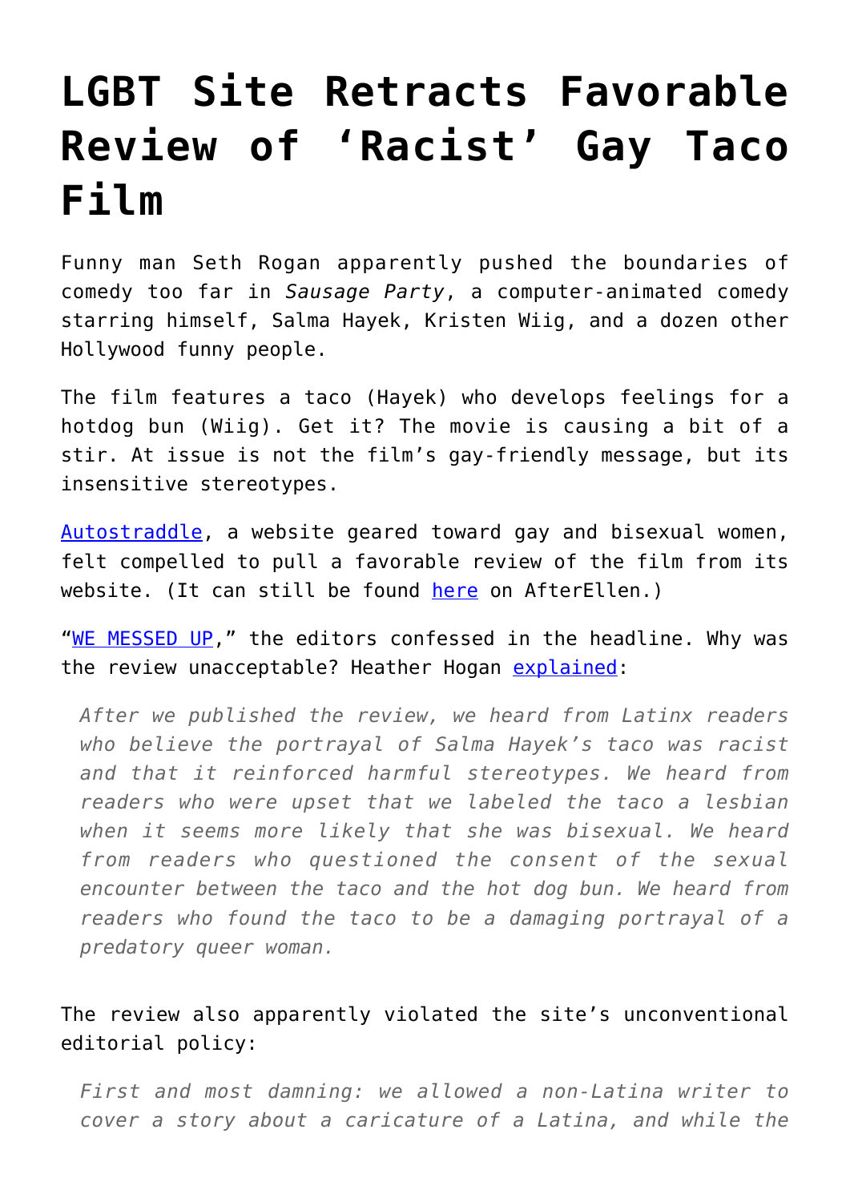# LGBT Site Retracts Favorable Review of 'Racist' Gay Taco Film

Funny man Seth Rogan apparently pushed the boundaries of comedy too far in *Sausage Party*, a computer-animated comedy starring himself, Salma Hayek, Kristen Wiig, and a dozen other Hollywood funny people.

The film features a taco (Hayek) who develops feelings for a hotdog bun (Wiig). Get it? The movie is causing a bit of a stir. At issue is not the film's gay-friendly message, but its insensitive stereotypes.

Autostraddle, a website geared toward gay and bisexual women, felt compelled to pull a favorable review of the film from its website. (It can still be found here on AfterEllen.)

"WE MESSED UP," the editors confessed in the headline. Why was the review unacceptable? Heather Hogan explained:

> *After we published the review, we heard from Latinx readers who believe the portrayal of Salma Hayek's taco was racist and that it reinforced harmful stereotypes. We heard from readers who were upset that we labeled the taco a lesbian when it seems more likely that she was bisexual. We heard from readers who questioned the consent of the sexual encounter between the taco and the hot dog bun. We heard from readers who found the taco to be a damaging portrayal of a predatory queer woman.*

The review also apparently violated the site's unconventional editorial policy:

> *First and most damning: we allowed a non-Latina writer to cover a story about a caricature of a Latina, and while the*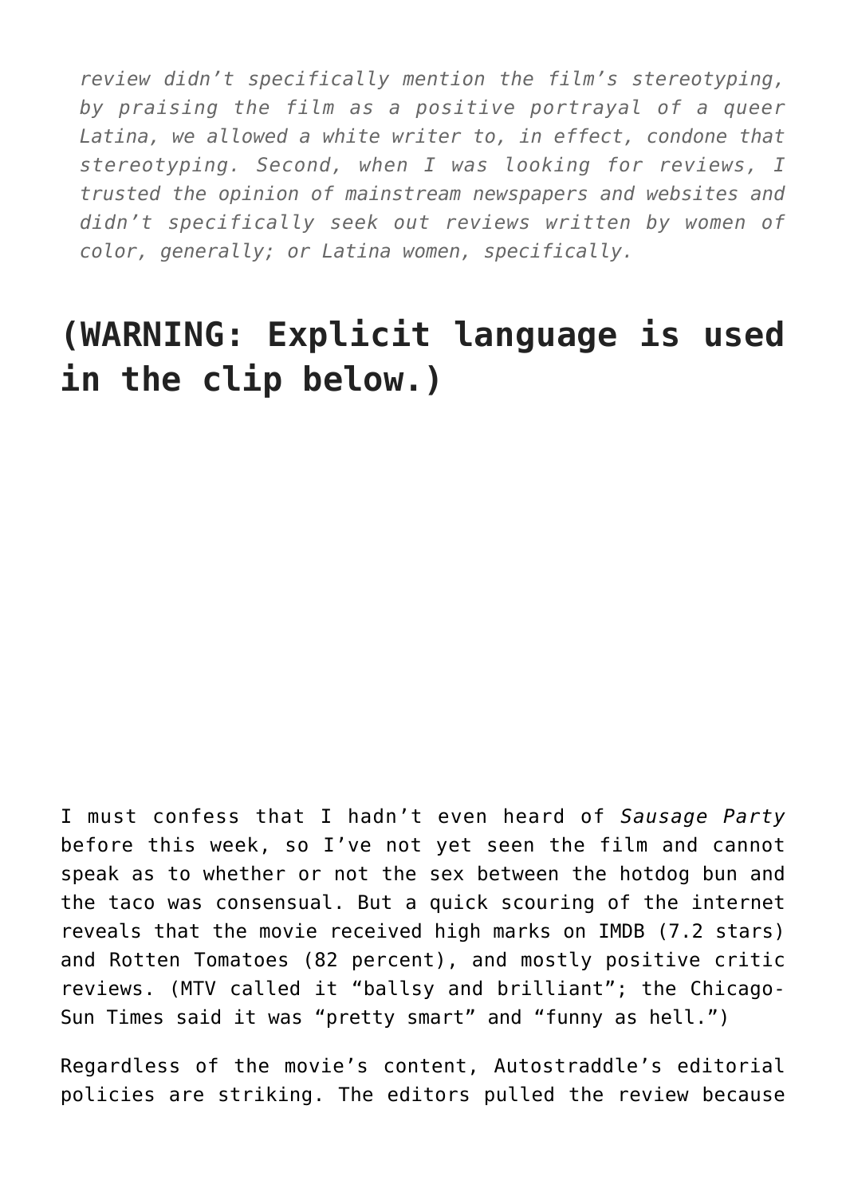*review didn't specifically mention the film's stereotyping, by praising the film as a positive portrayal of a queer Latina, we allowed a white writer to, in effect, condone that stereotyping. Second, when I was looking for reviews, I trusted the opinion of mainstream newspapers and websites and didn't specifically seek out reviews written by women of color, generally; or Latina women, specifically.*

## (WARNING: Explicit language is used in the clip below.)

I must confess that I hadn't even heard of *Sausage Party* before this week, so I've not yet seen the film and cannot speak as to whether or not the sex between the hotdog bun and the taco was consensual. But a quick scouring of the internet reveals that the movie received high marks on IMDB (7.2 stars) and Rotten Tomatoes (82 percent), and mostly positive critic reviews. (MTV called it "ballsy and brilliant"; the Chicago-Sun Times said it was "pretty smart" and "funny as hell.")

Regardless of the movie's content, Autostraddle's editorial policies are striking. The editors pulled the review because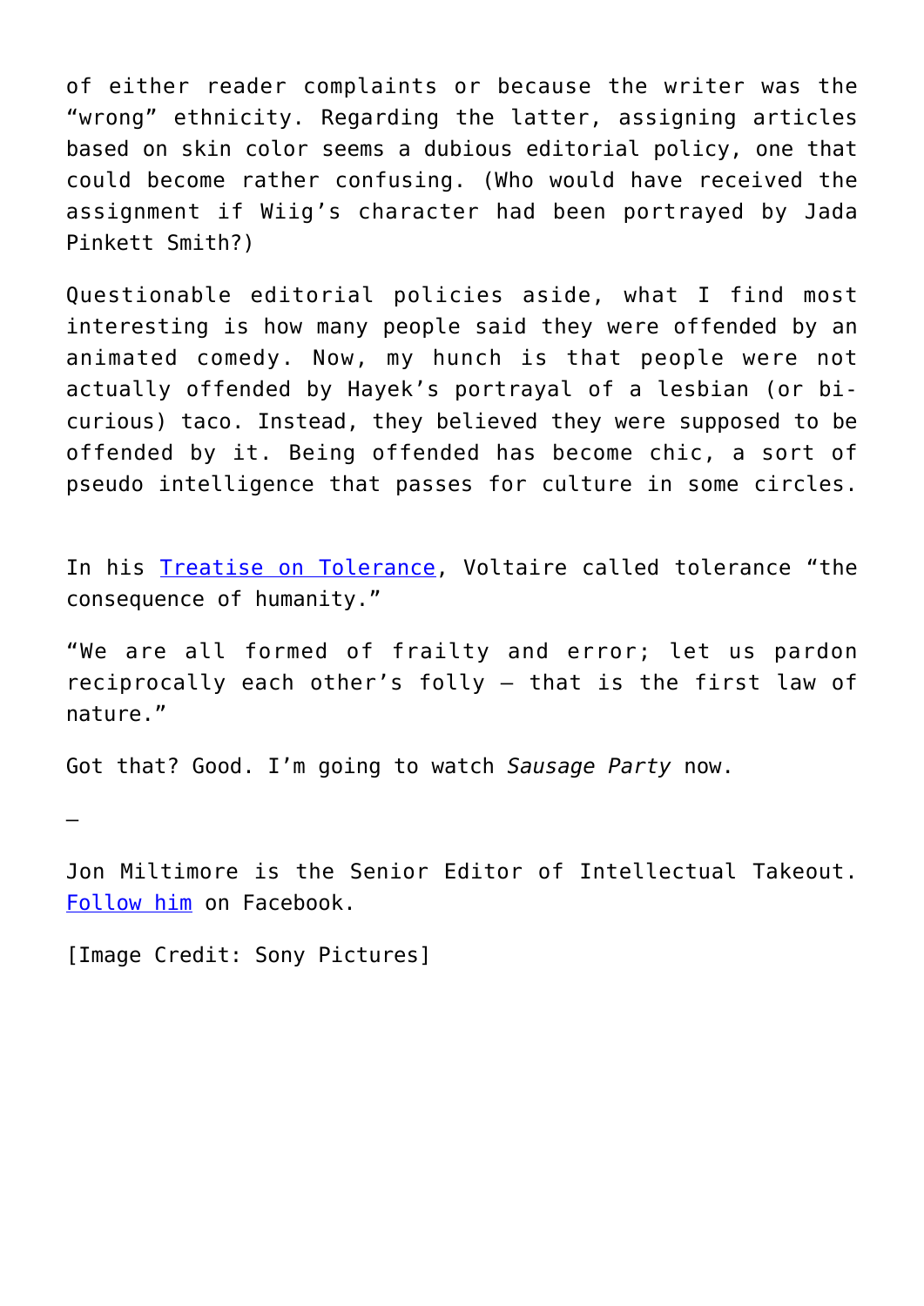of either reader complaints or because the writer was the "wrong" ethnicity. Regarding the latter, assigning articles based on skin color seems a dubious editorial policy, one that could become rather confusing. (Who would have received the assignment if Wiig's character had been portrayed by Jada Pinkett Smith?)

Questionable editorial policies aside, what I find most interesting is how many people said they were offended by an animated comedy. Now, my hunch is that people were not actually offended by Hayek's portrayal of a lesbian (or bi-curious) taco. Instead, they believed they were supposed to be offended by it. Being offended has become chic, a sort of pseudo intelligence that passes for culture in some circles.

In his Treatise on Tolerance, Voltaire called tolerance "the consequence of humanity."

"We are all formed of frailty and error; let us pardon reciprocally each other's folly — that is the first law of nature."

Got that? Good. I'm going to watch *Sausage Party* now.

—

Jon Miltimore is the Senior Editor of Intellectual Takeout. Follow him on Facebook.

[Image Credit: Sony Pictures]